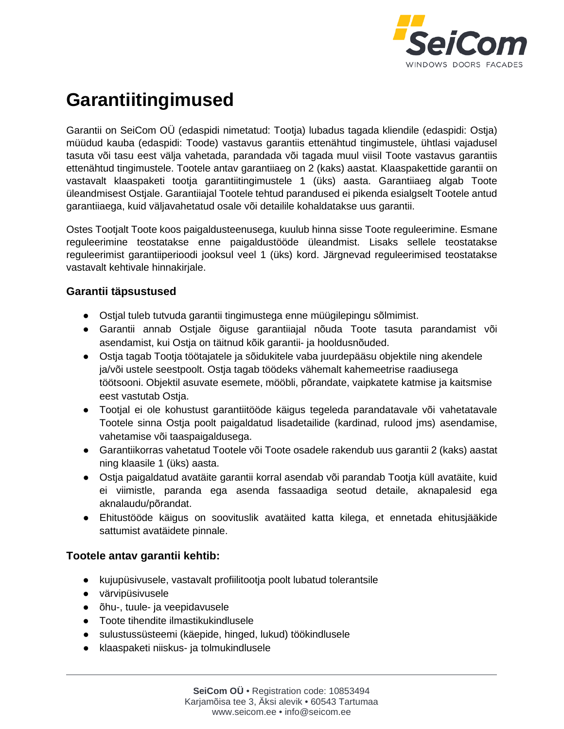# Garantiitingimused

Garantii on SeiCom OÜ (edaspidi nimetatud: Tootja) lubadus tagada kliendile (edaspidi: Ostja) müüdud kauba (edaspidi: Toode) vastavus garantiis ettenähtud tingimustele, ühtlasi vajadusel tasuta või tasu eest välja vahetada, parandada või tagada muul viisil Toote vastavus garantiis ettenähtud tingimustele. Tootele antav garantiiaeg on 2 (kaks) aastat. Klaaspakettide garantii on vastavalt klaaspaketi tootja garantiitingimustele 1 (üks) aasta. Garantiiaeg algab Toote üleandmisest Ostjale. Garantiiajal Tootele tehtud parandused ei pikenda esialgselt Tootele antud garantiiaega, kuid väljavahetatud osale või detailile kohaldatakse uus garantii.

Ostes Tootjalt Toote koos paigaldusteenusega, kuulub hinna sisse Toote reguleerimine. Esmane reguleerimine teostatakse enne paigaldustööde üleandmist. Lisaks sellele teostatakse reguleerimist garantiiperioodi jooksul veel 1 (üks) kord. Järgnevad reguleerimised teostatakse vastavalt kehtivale hinnakirjale.

### Garantii täpsustused

- Ostjal tuleb tutvuda garantii tingimustega enne müügilepingu sõlmimist.
- Garantii annab Ostjale õiguse garantiiajal nõuda Toote tasuta parandamist või asendamist, kui Ostja on täitnud kõik garantii- ja hooldusnõuded.
- Ostja tagab Tootja töötajatele ja sõidukitele vaba juurdepääsu objektile ning akendele ja/või ustele seestpoolt. Ostja tagab töödeks vähemalt kahemeetrise raadiusega töötsooni. Objektil asuvate esemete, mööbli, põrandate, vaipkatete katmise ja kaitsmise eest vastutab Ostja.
- Tootjal ei ole kohustust garantiitööde käigus tegeleda parandatavale või vahetatavale Tootele sinna Ostja poolt paigaldatud lisadetailide (kardinad, rulood jms) asendamise, vahetamise või taaspaigaldusega.
- Garantiikorras vahetatud Tootele või Toote osadele rakendub uus garantii 2 (kaks) aastat ning klaasile 1 (üks) aasta.
- Ostja paigaldatud avatäite garantii korral asendab või parandab Tootja küll avatäite, kuid ei viimistle, paranda ega asenda fassaadiga seotud detaile, aknapalesid ega aknalaudu/põrandat.
- Ehitustööde käigus on soovituslik avatäited katta kilega, et ennetada ehitusjääkide sattumist avatäidete pinnale.

### Tootele antav garantii kehtib:

- kujupüsivusele, vastavalt profiilitootja poolt lubatud tolerantsile
- värvipüsivusele
- õhu-, tuule- ja veepidavusele
- Toote tihendite ilmastikukindlusele
- sulustussüsteemi (käepide, hinged, lukud) töökindlusele
- klaaspaketi niiskus- ja tolmukindlusele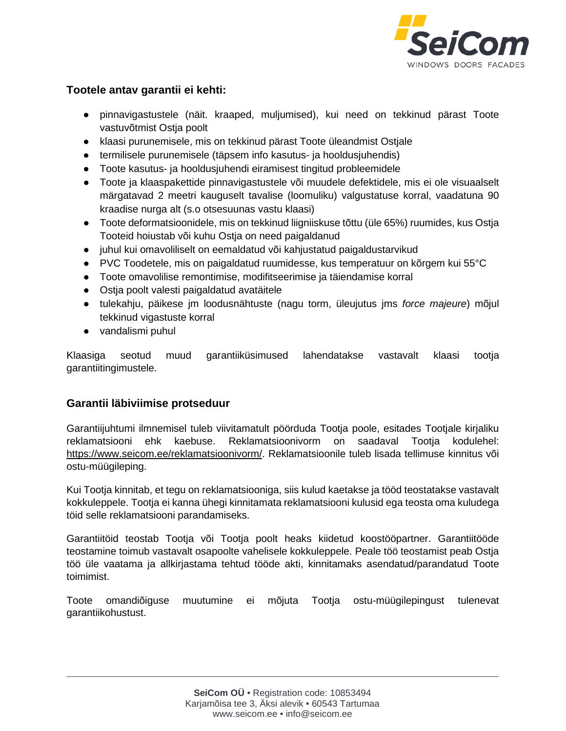**Tootele antav garantii ei kehti:**

- pinnavigastustele (näit. kraaped, muljumised), kui need on tekkinud pärast Toote vastuvõtmist Ostja poolt
- klaasi purunemisele, mis on tekkinud pärast Toote üleandmist Ostjale
- termilisele purunemisele (täpsem info kasutus- ja hooldusjuhendis)
- Toote kasutus- ja hooldusjuhendi eiramisest tingitud probleemidele
- Toote ja klaaspakettide pinnavigastustele või muudele defektidele, mis ei ole visuaalselt märgatavad 2 meetri kauguselt tavalise (loomuliku) valgustatuse korral, vaadatuna 90 kraadise nurga alt (s.o otsesuunas vastu klaasi)
- Toote deformatsioonidele, mis on tekkinud liigniiskuse tõttu (üle 65%) ruumides, kus Ostja Tooteid hoiustab või kuhu Ostja on need paigaldanud
- juhul kui omavoliliselt on eemaldatud või kahjustatud paigaldustarvikud
- PVC Toodetele, mis on paigaldatud ruumidesse, kus temperatuur on kõrgem kui 55°C
- Toote omavolilise remontimise, modifitseerimise ja täiendamise korral
- Ostja poolt valesti paigaldatud avatäitele
- tulekahju, päikese jm loodusnähtuste (nagu torm, üleujutus jms *force majeure*) mõjul tekkinud vigastuste korral
- vandalismi puhul

Klaasiga seotud muud garantiiküsimused lahendatakse vastavalt klaasi tootja garantiitingimustele.

**Garantii läbiviimise protseduur**

Garantiijuhtumi ilmnemisel tuleb viivitamatult pöörduda Tootja poole, esitades Tootjale kirjaliku reklamatsiooni ehk kaebuse. Reklamatsioonivorm on saadaval Tootja kodulehel: https://www.seicom.ee/reklamatsioonivorm/. Reklamatsioonile tuleb lisada tellimuse kinnitus või ostu-müügileping.

Kui Tootja kinnitab, et tegu on reklamatsiooniga, siis kulud kaetakse ja tööd teostatakse vastavalt kokkuleppele. Tootja ei kanna ühegi kinnitamata reklamatsiooni kulusid ega teosta oma kuludega töid selle reklamatsiooni parandamiseks.

Garantiitöid teostab Tootja või Tootja poolt heaks kiidetud koostööpartner. Garantiitööde teostamine toimub vastavalt osapoolte vahelisele kokkuleppele. Peale töö teostamist peab Ostja töö üle vaatama ja allkirjastama tehtud tööde akti, kinnitamaks asendatud/parandatud Toote toimimist.

Toote omandiõiguse muutumine ei mõjuta Tootja ostu-müügilepingust tulenevat garantiikohustust.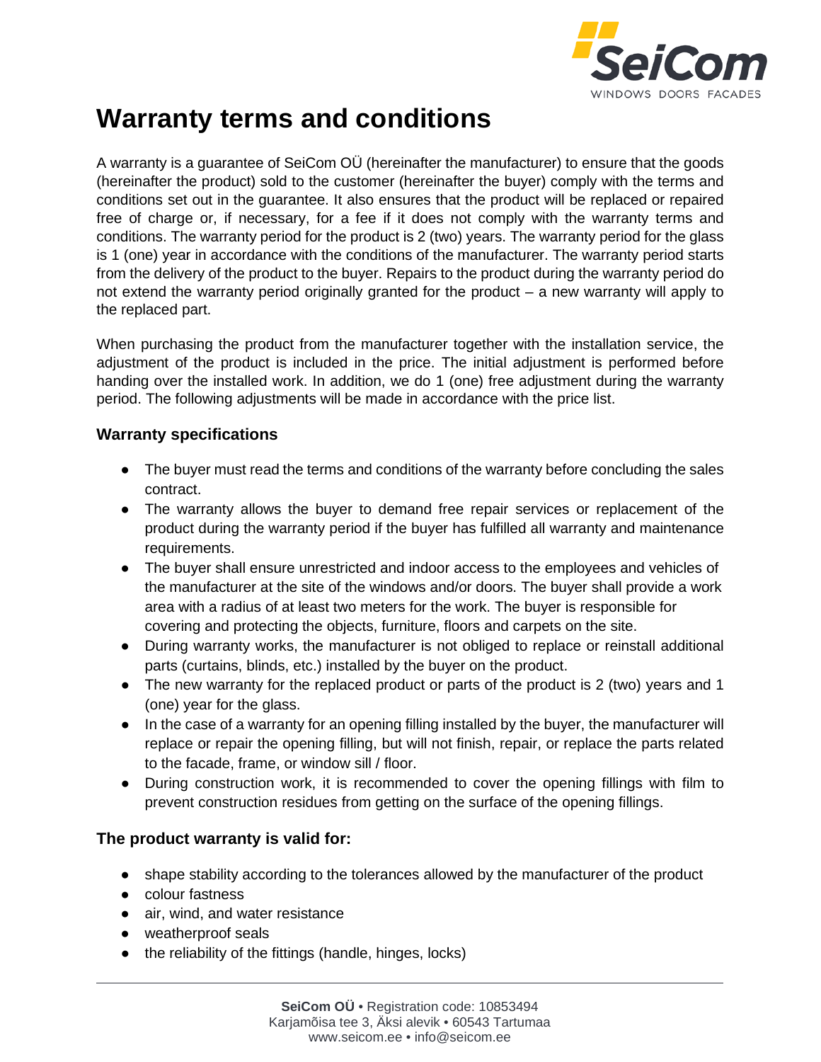# Warranty terms and conditions

A warranty is a guarantee of SeiCom OÜ (hereinafter the manufacturer) to ensure that the goods (hereinafter the product) sold to the customer (hereinafter the buyer) comply with the terms and conditions set out in the guarantee. It also ensures that the product will be replaced or repaired free of charge or, if necessary, for a fee if it does not comply with the warranty terms and conditions. The warranty period for the product is 2 (two) years. The warranty period for the glass is 1 (one) year in accordance with the conditions of the manufacturer. The warranty period starts from the delivery of the product to the buyer. Repairs to the product during the warranty period do not extend the warranty period originally granted for the product – a new warranty will apply to the replaced part.

When purchasing the product from the manufacturer together with the installation service, the adjustment of the product is included in the price. The initial adjustment is performed before handing over the installed work. In addition, we do 1 (one) free adjustment during the warranty period. The following adjustments will be made in accordance with the price list.

### Warranty specifications

- The buyer must read the terms and conditions of the warranty before concluding the sales contract.
- The warranty allows the buyer to demand free repair services or replacement of the product during the warranty period if the buyer has fulfilled all warranty and maintenance requirements.
- The buyer shall ensure unrestricted and indoor access to the employees and vehicles of the manufacturer at the site of the windows and/or doors. The buyer shall provide a work area with a radius of at least two meters for the work. The buyer is responsible for covering and protecting the objects, furniture, floors and carpets on the site.
- During warranty works, the manufacturer is not obliged to replace or reinstall additional parts (curtains, blinds, etc.) installed by the buyer on the product.
- The new warranty for the replaced product or parts of the product is 2 (two) years and 1 (one) year for the glass.
- In the case of a warranty for an opening filling installed by the buyer, the manufacturer will replace or repair the opening filling, but will not finish, repair, or replace the parts related to the facade, frame, or window sill / floor.
- During construction work, it is recommended to cover the opening fillings with film to prevent construction residues from getting on the surface of the opening fillings.

### The product warranty is valid for:

- shape stability according to the tolerances allowed by the manufacturer of the product
- colour fastness
- air, wind, and water resistance
- weatherproof seals
- the reliability of the fittings (handle, hinges, locks)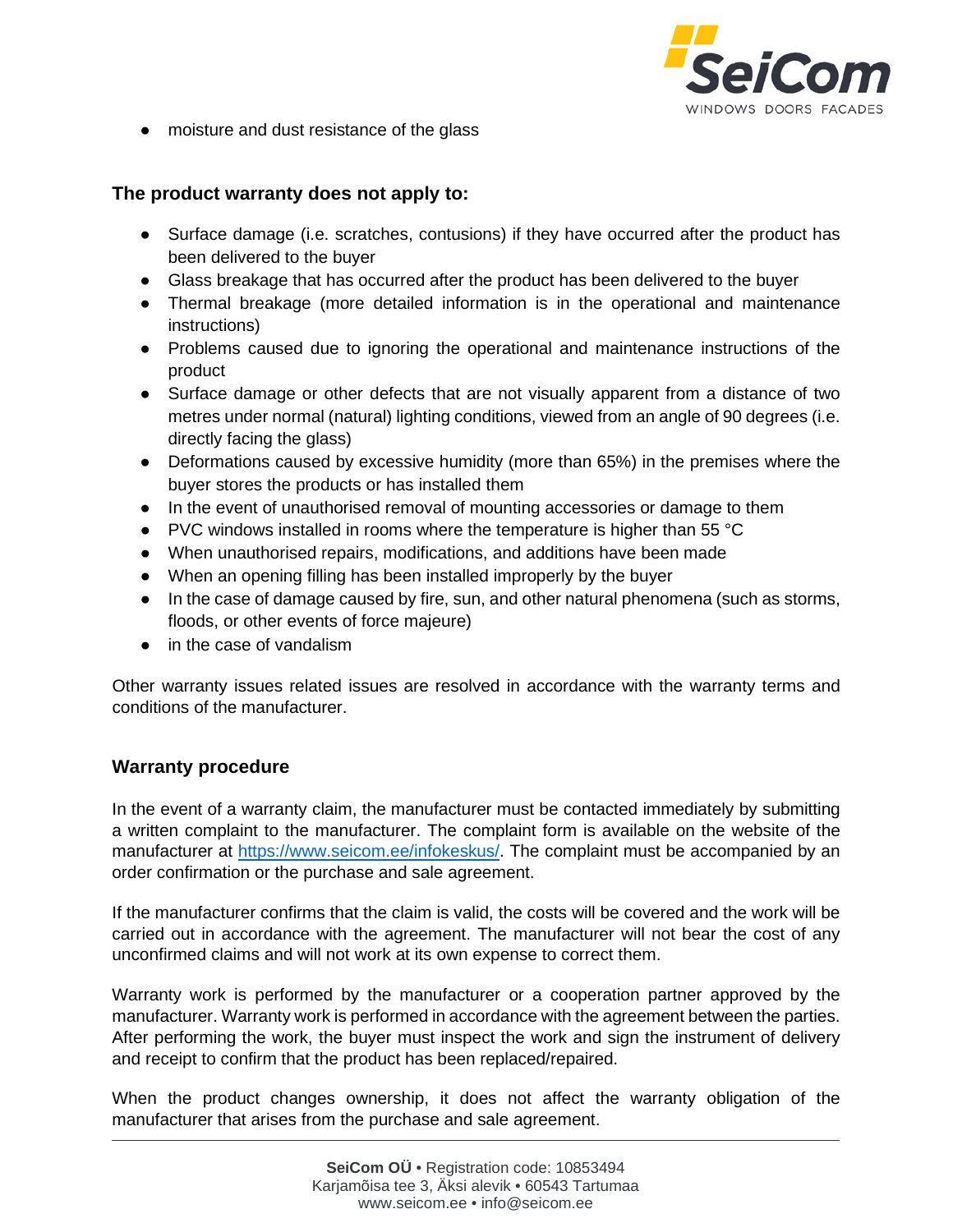- moisture and dust resistance of the glass

### The product warranty does not apply to:

- Surface damage (i.e. scratches, contusions) if they have occurred after the product has been delivered to the buyer
- Glass breakage that has occurred after the product has been delivered to the buyer
- Thermal breakage (more detailed information is in the operational and maintenance instructions)
- Problems caused due to ignoring the operational and maintenance instructions of the product
- Surface damage or other defects that are not visually apparent from a distance of two metres under normal (natural) lighting conditions, viewed from an angle of 90 degrees (i.e. directly facing the glass)
- Deformations caused by excessive humidity (more than 65%) in the premises where the buyer stores the products or has installed them
- In the event of unauthorised removal of mounting accessories or damage to them
- PVC windows installed in rooms where the temperature is higher than 55 °C
- When unauthorised repairs, modifications, and additions have been made
- When an opening filling has been installed improperly by the buyer
- In the case of damage caused by fire, sun, and other natural phenomena (such as storms, floods, or other events of force majeure)
- in the case of vandalism

Other warranty issues related issues are resolved in accordance with the warranty terms and conditions of the manufacturer.

### Warranty procedure

In the event of a warranty claim, the manufacturer must be contacted immediately by submitting a written complaint to the manufacturer. The complaint form is available on the website of the manufacturer at [https://www.seicom.ee/infokeskus/](https://www.seicom.ee/infokeskus/). The complaint must be accompanied by an order confirmation or the purchase and sale agreement.

If the manufacturer confirms that the claim is valid, the costs will be covered and the work will be carried out in accordance with the agreement. The manufacturer will not bear the cost of any unconfirmed claims and will not work at its own expense to correct them.

Warranty work is performed by the manufacturer or a cooperation partner approved by the manufacturer. Warranty work is performed in accordance with the agreement between the parties. After performing the work, the buyer must inspect the work and sign the instrument of delivery and receipt to confirm that the product has been replaced/repaired.

When the product changes ownership, it does not affect the warranty obligation of the manufacturer that arises from the purchase and sale agreement.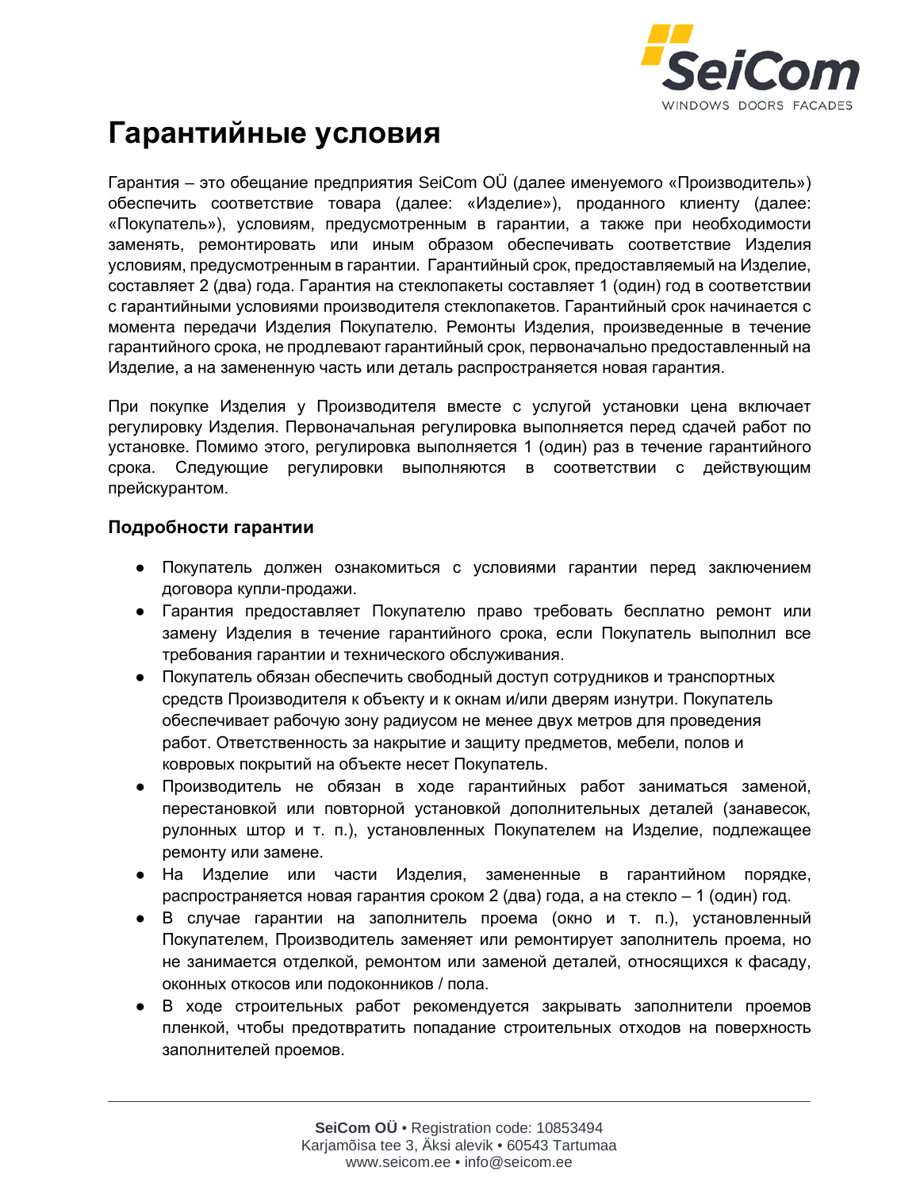# Гарантийные условия

Гарантия – это обещание предприятия SeiCom OÜ (далее именуемого «Производитель») обеспечить соответствие товара (далее: «Изделие»), проданного клиенту (далее: «Покупатель»), условиям, предусмотренным в гарантии, а также при необходимости заменять, ремонтировать или иным образом обеспечивать соответствие Изделия условиям, предусмотренным в гарантии. Гарантийный срок, предоставляемый на Изделие, составляет 2 (два) года. Гарантия на стеклопакеты составляет 1 (один) год в соответствии с гарантийными условиями производителя стеклопакетов. Гарантийный срок начинается с момента передачи Изделия Покупателю. Ремонты Изделия, произведенные в течение гарантийного срока, не продлевают гарантийный срок, первоначально предоставленный на Изделие, а на замененную часть или деталь распространяется новая гарантия.

При покупке Изделия у Производителя вместе с услугой установки цена включает регулировку Изделия. Первоначальная регулировка выполняется перед сдачей работ по установке. Помимо этого, регулировка выполняется 1 (один) раз в течение гарантийного срока. Следующие регулировки выполняются в соответствии с действующим прейскурантом.

### Подробности гарантии

- Покупатель должен ознакомиться с условиями гарантии перед заключением договора купли-продажи.
- Гарантия предоставляет Покупателю право требовать бесплатно ремонт или замену Изделия в течение гарантийного срока, если Покупатель выполнил все требования гарантии и технического обслуживания.
- Покупатель обязан обеспечить свободный доступ сотрудников и транспортных средств Производителя к объекту и к окнам и/или дверям изнутри. Покупатель обеспечивает рабочую зону радиусом не менее двух метров для проведения работ. Ответственность за накрытие и защиту предметов, мебели, полов и ковровых покрытий на объекте несет Покупатель.
- Производитель не обязан в ходе гарантийных работ заниматься заменой, перестановкой или повторной установкой дополнительных деталей (занавесок, рулонных штор и т. п.), установленных Покупателем на Изделие, подлежащее ремонту или замене.
- На Изделие или части Изделия, замененные в гарантийном порядке, распространяется новая гарантия сроком 2 (два) года, а на стекло – 1 (один) год.
- В случае гарантии на заполнитель проема (окно и т. п.), установленный Покупателем, Производитель заменяет или ремонтирует заполнитель проема, но не занимается отделкой, ремонтом или заменой деталей, относящихся к фасаду, оконных откосов или подоконников / пола.
- В ходе строительных работ рекомендуется закрывать заполнители проемов пленкой, чтобы предотвратить попадание строительных отходов на поверхность заполнителей проемов.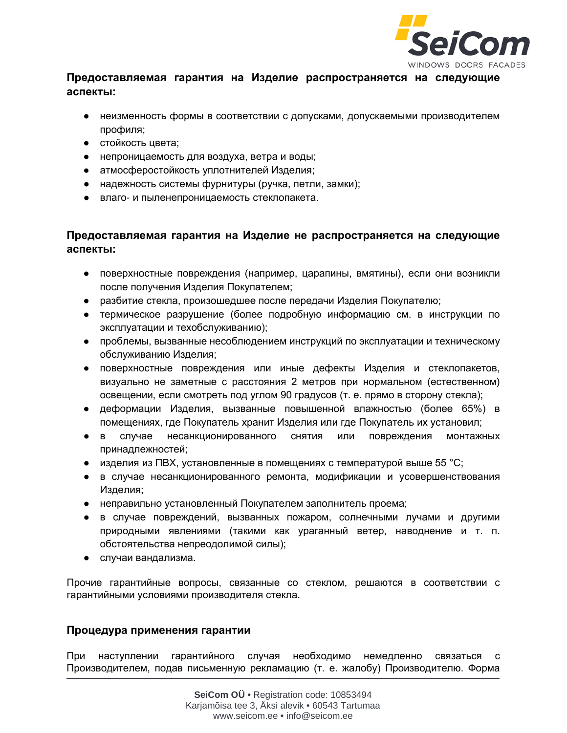**Предоставляемая гарантия на Изделие распространяется на следующие аспекты:**

- неизменность формы в соответствии с допусками, допускаемыми производителем профиля;
- стойкость цвета;
- непроницаемость для воздуха, ветра и воды;
- атмосферостойкость уплотнителей Изделия;
- надежность системы фурнитуры (ручка, петли, замки);
- влаго- и пыленепроницаемость стеклопакета.

**Предоставляемая гарантия на Изделие не распространяется на следующие аспекты:**

- поверхностные повреждения (например, царапины, вмятины), если они возникли после получения Изделия Покупателем;
- разбитие стекла, произошедшее после передачи Изделия Покупателю;
- термическое разрушение (более подробную информацию см. в инструкции по эксплуатации и техобслуживанию);
- проблемы, вызванные несоблюдением инструкций по эксплуатации и техническому обслуживанию Изделия;
- поверхностные повреждения или иные дефекты Изделия и стеклопакетов, визуально не заметные с расстояния 2 метров при нормальном (естественном) освещении, если смотреть под углом 90 градусов (т. е. прямо в сторону стекла);
- деформации Изделия, вызванные повышенной влажностью (более 65%) в помещениях, где Покупатель хранит Изделия или где Покупатель их установил;
- в случае несанкционированного снятия или повреждения монтажных принадлежностей;
- изделия из ПВХ, установленные в помещениях с температурой выше 55 °C;
- в случае несанкционированного ремонта, модификации и усовершенствования Изделия;
- неправильно установленный Покупателем заполнитель проема;
- в случае повреждений, вызванных пожаром, солнечными лучами и другими природными явлениями (такими как ураганный ветер, наводнение и т. п. обстоятельства непреодолимой силы);
- случаи вандализма.

Прочие гарантийные вопросы, связанные со стеклом, решаются в соответствии с гарантийными условиями производителя стекла.

**Процедура применения гарантии**

При наступлении гарантийного случая необходимо немедленно связаться с Производителем, подав письменную рекламацию (т. е. жалобу) Производителю. Форма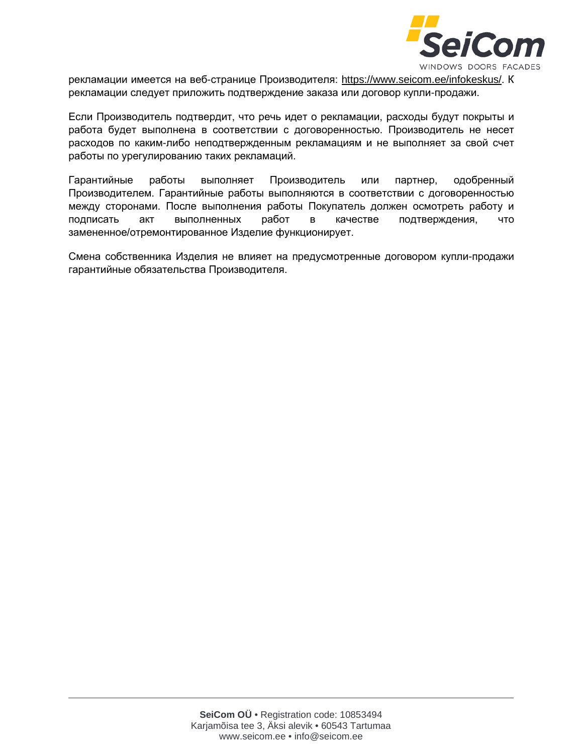рекламации имеется на веб-странице Производителя: https://www.seicom.ee/infokeskus/. К рекламации следует приложить подтверждение заказа или договор купли-продажи.

Если Производитель подтвердит, что речь идет о рекламации, расходы будут покрыты и работа будет выполнена в соответствии с договоренностью. Производитель не несет расходов по каким-либо неподтвержденным рекламациям и не выполняет за свой счет работы по урегулированию таких рекламаций.

Гарантийные работы выполняет Производитель или партнер, одобренный Производителем. Гарантийные работы выполняются в соответствии с договоренностью между сторонами. После выполнения работы Покупатель должен осмотреть работу и подписать акт выполненных работ в качестве подтверждения, что замененное/отремонтированное Изделие функционирует.

Смена собственника Изделия не влияет на предусмотренные договором купли-продажи гарантийные обязательства Производителя.